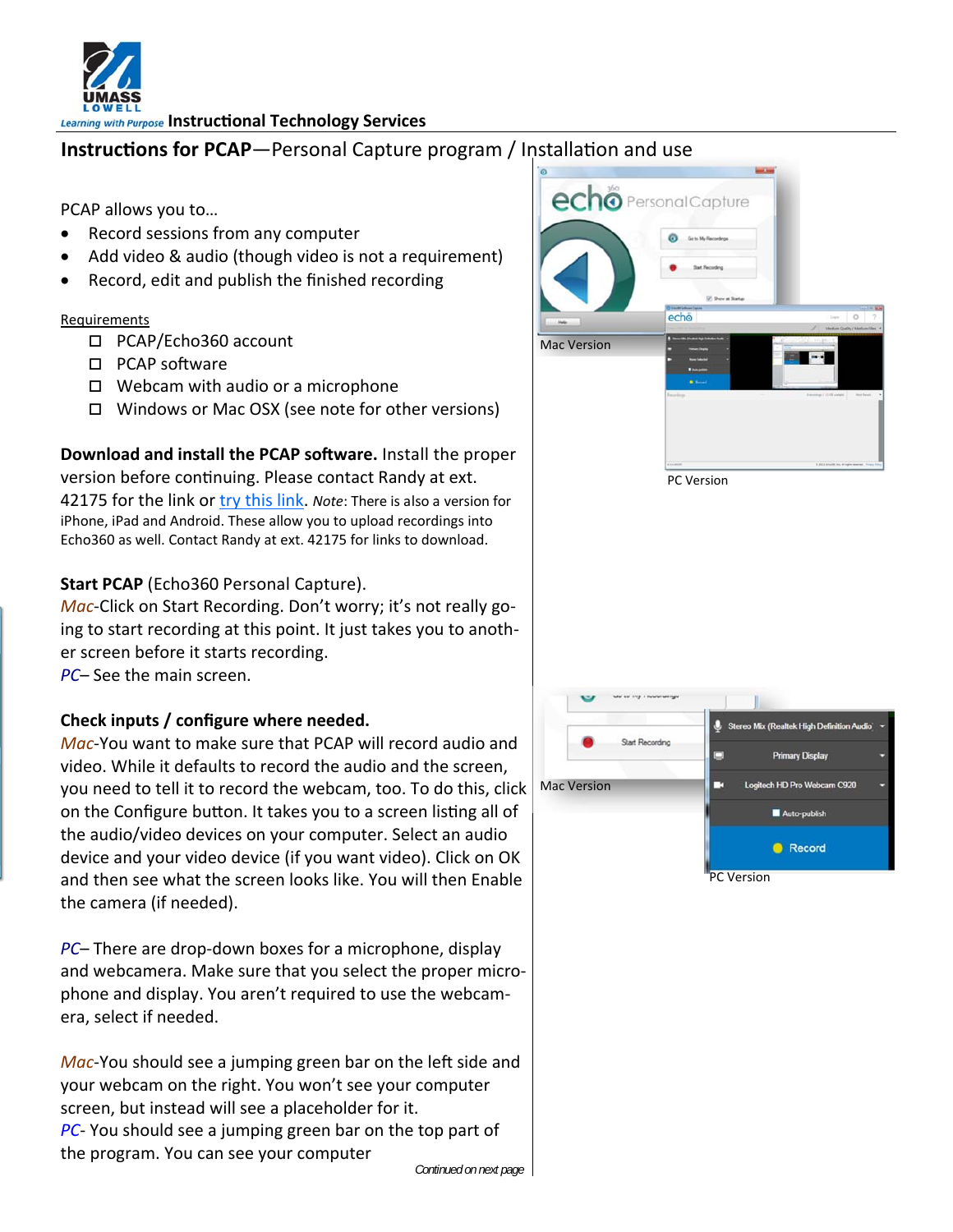Learning with Purpose **Instructional Technology Services**

## **Instructions for PCAP**—Personal Capture program / Installation and use

PCAP allows you to…

- Record sessions from any computer
- Add video & audio (though video is not a requirement)
- Record, edit and publish the finished recording

Requirements

- ☐ PCAP/Echo360 account
- ☐ PCAP software
- ☐ Webcam with audio or a microphone
- ☐ Windows or Mac OSX (see note for other versions)

**Download and install the PCAP software.** Install the proper version before continuing. Please contact Randy at ext. 42175 for the link or [try this link](). *Note*: There is also a version for iPhone, iPad and Android. These allow you to upload recordings into Echo360 as well. Contact Randy at ext. 42175 for links to download.

**Start PCAP** (Echo360 Personal Capture).

*Mac*-Click on Start Recording. Don't worry; it's not really going to start recording at this point. It just takes you to another screen before it starts recording.

*PC*– See the main screen.

Mac Version

PC Version

**Check inputs / configure where needed.**

*Mac*-You want to make sure that PCAP will record audio and video. While it defaults to record the audio and the screen, you need to tell it to record the webcam, too. To do this, click on the Configure button. It takes you to a screen listing all of the audio/video devices on your computer. Select an audio device and your video device (if you want video). Click on OK and then see what the screen looks like. You will then Enable the camera (if needed).

*PC*– There are drop-down boxes for a microphone, display and webcamera. Make sure that you select the proper microphone and display. You aren't required to use the webcamera, select if needed.

Mac Version

PC Version

*Mac*-You should see a jumping green bar on the left side and your webcam on the right. You won't see your computer screen, but instead will see a placeholder for it.

*PC*- You should see a jumping green bar on the top part of the program. You can see your computer

*Continued on next page*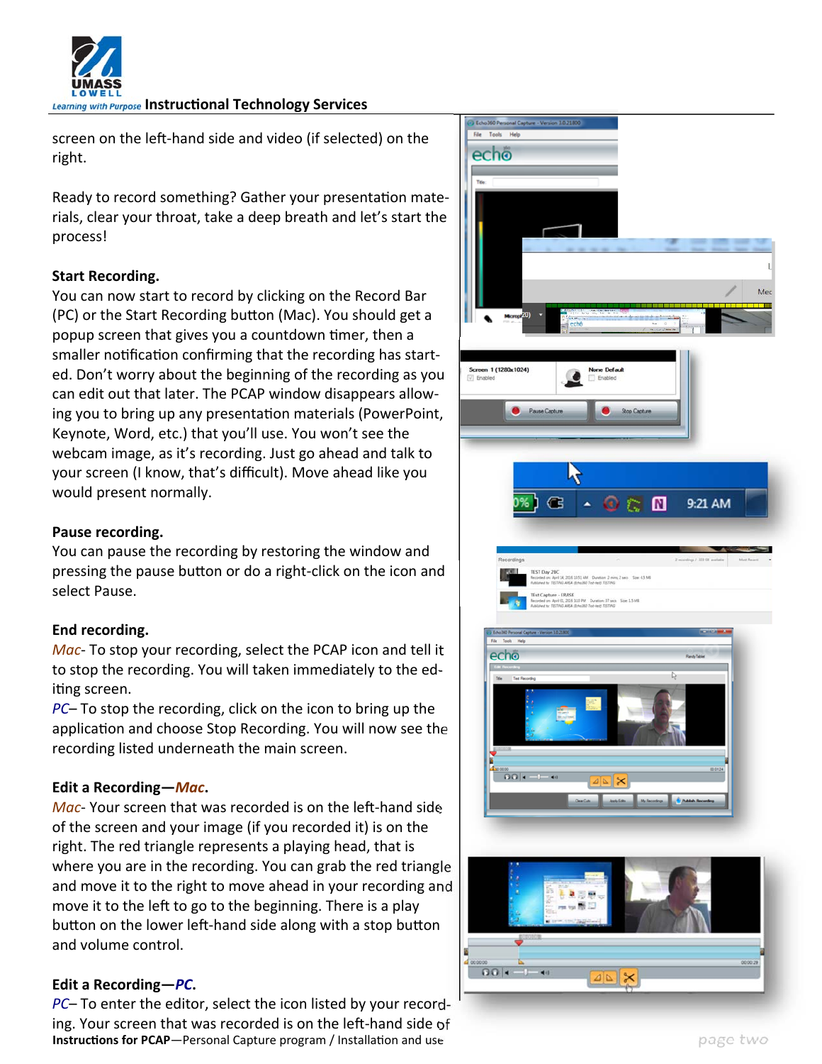screen on the left-hand side and video (if selected) on the right.

Ready to record something? Gather your presentation materials, clear your throat, take a deep breath and let's start the process!

**Start Recording.**

You can now start to record by clicking on the Record Bar (PC) or the Start Recording button (Mac). You should get a popup screen that gives you a countdown timer, then a smaller notification confirming that the recording has started. Don't worry about the beginning of the recording as you can edit out that later. The PCAP window disappears allowing you to bring up any presentation materials (PowerPoint, Keynote, Word, etc.) that you'll use. You won't see the webcam image, as it's recording. Just go ahead and talk to your screen (I know, that's difficult). Move ahead like you would present normally.

**Pause recording.**

You can pause the recording by restoring the window and pressing the pause button or do a right-click on the icon and select Pause.

**End recording.**

*Mac*- To stop your recording, select the PCAP icon and tell it to stop the recording. You will taken immediately to the editing screen.

*PC*– To stop the recording, click on the icon to bring up the application and choose Stop Recording. You will now see the recording listed underneath the main screen.

**Edit a Recording—*Mac*.**

*Mac*- Your screen that was recorded is on the left-hand side of the screen and your image (if you recorded it) is on the right. The red triangle represents a playing head, that is where you are in the recording. You can grab the red triangle and move it to the right to move ahead in your recording and move it to the left to go to the beginning. There is a play button on the lower left-hand side along with a stop button and volume control.

**Edit a Recording—*PC*.**

*PC*– To enter the editor, select the icon listed by your recording. Your screen that was recorded is on the left-hand side of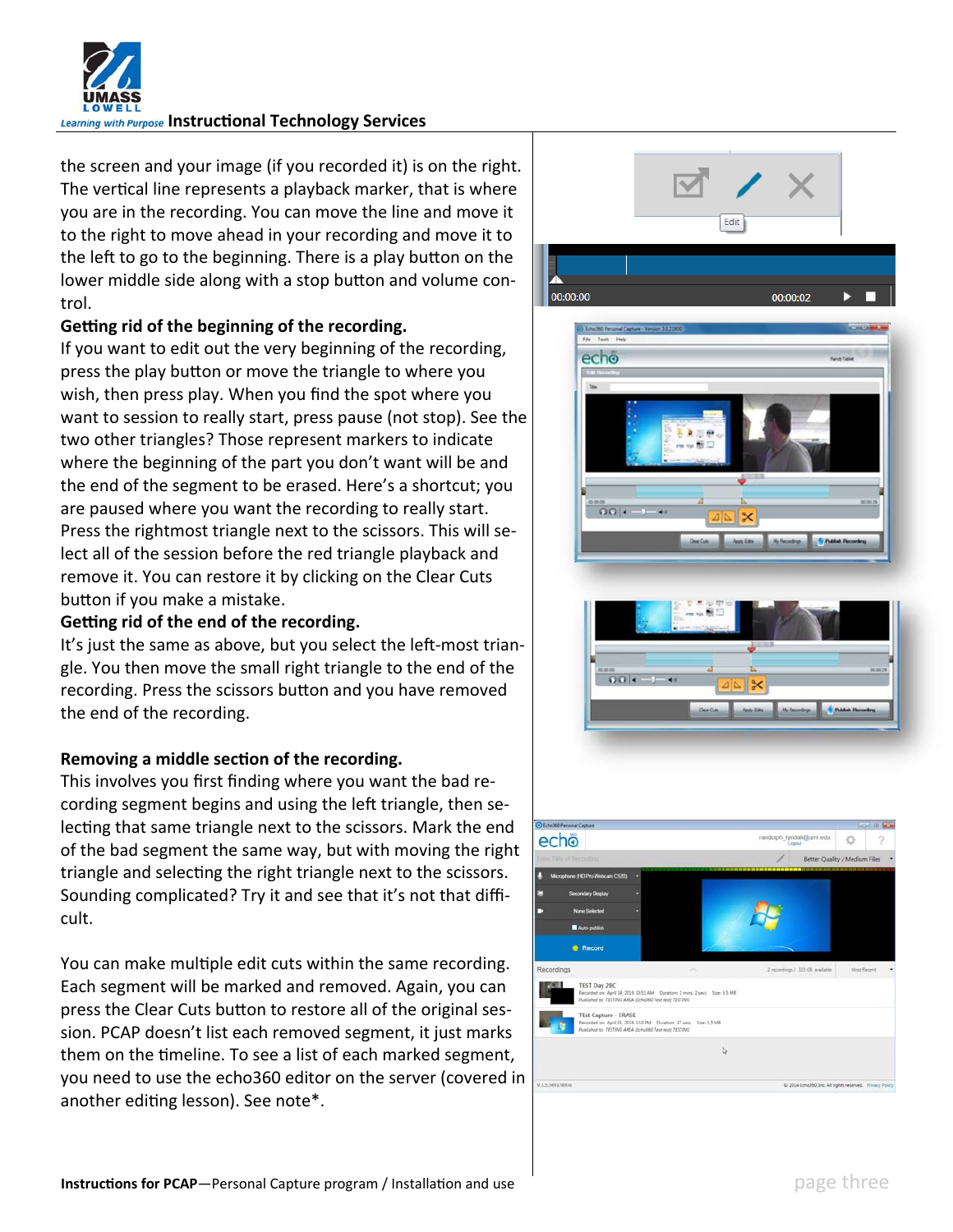the screen and your image (if you recorded it) is on the right. The vertical line represents a playback marker, that is where you are in the recording. You can move the line and move it to the right to move ahead in your recording and move it to the left to go to the beginning. There is a play button on the lower middle side along with a stop button and volume control.

**Getting rid of the beginning of the recording.**

If you want to edit out the very beginning of the recording, press the play button or move the triangle to where you wish, then press play. When you find the spot where you want to session to really start, press pause (not stop). See the two other triangles? Those represent markers to indicate where the beginning of the part you don't want will be and the end of the segment to be erased. Here's a shortcut; you are paused where you want the recording to really start. Press the rightmost triangle next to the scissors. This will select all of the session before the red triangle playback and remove it. You can restore it by clicking on the Clear Cuts button if you make a mistake.

**Getting rid of the end of the recording.**

It's just the same as above, but you select the left-most triangle. You then move the small right triangle to the end of the recording. Press the scissors button and you have removed the end of the recording.

**Removing a middle section of the recording.**

This involves you first finding where you want the bad recording segment begins and using the left triangle, then selecting that same triangle next to the scissors. Mark the end of the bad segment the same way, but with moving the right triangle and selecting the right triangle next to the scissors. Sounding complicated? Try it and see that it's not that difficult.

You can make multiple edit cuts within the same recording. Each segment will be marked and removed. Again, you can press the Clear Cuts button to restore all of the original session. PCAP doesn't list each removed segment, it just marks them on the timeline. To see a list of each marked segment, you need to use the echo360 editor on the server (covered in another editing lesson). See note*.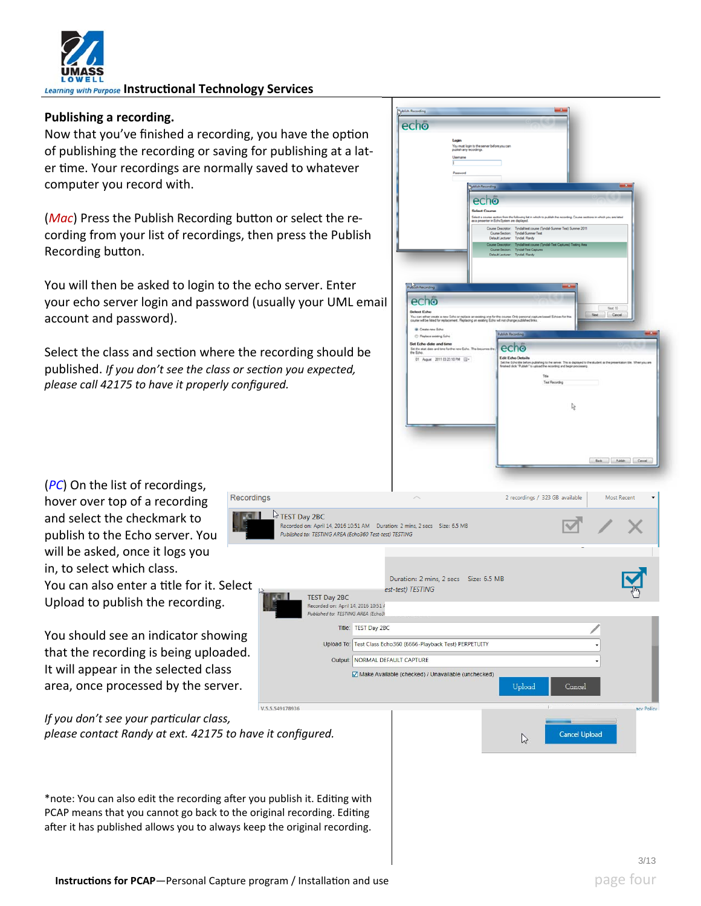**Publishing a recording.**

Now that you've finished a recording, you have the option of publishing the recording or saving for publishing at a later time. Your recordings are normally saved to whatever computer you record with.

(*Mac*) Press the Publish Recording button or select the recording from your list of recordings, then press the Publish Recording button.

You will then be asked to login to the echo server. Enter your echo server login and password (usually your UML email account and password).

Select the class and section where the recording should be published. *If you don't see the class or section you expected, please call 42175 to have it properly configured.*

(*PC*) On the list of recordings, hover over top of a recording and select the checkmark to publish to the Echo server. You will be asked, once it logs you in, to select which class. You can also enter a title for it. Select Upload to publish the recording.

You should see an indicator showing that the recording is being uploaded. It will appear in the selected class area, once processed by the server.

*If you don't see your particular class, please contact Randy at ext. 42175 to have it configured.*

*note: You can also edit the recording after you publish it. Editing with PCAP means that you cannot go back to the original recording. Editing after it has published allows you to always keep the original recording.